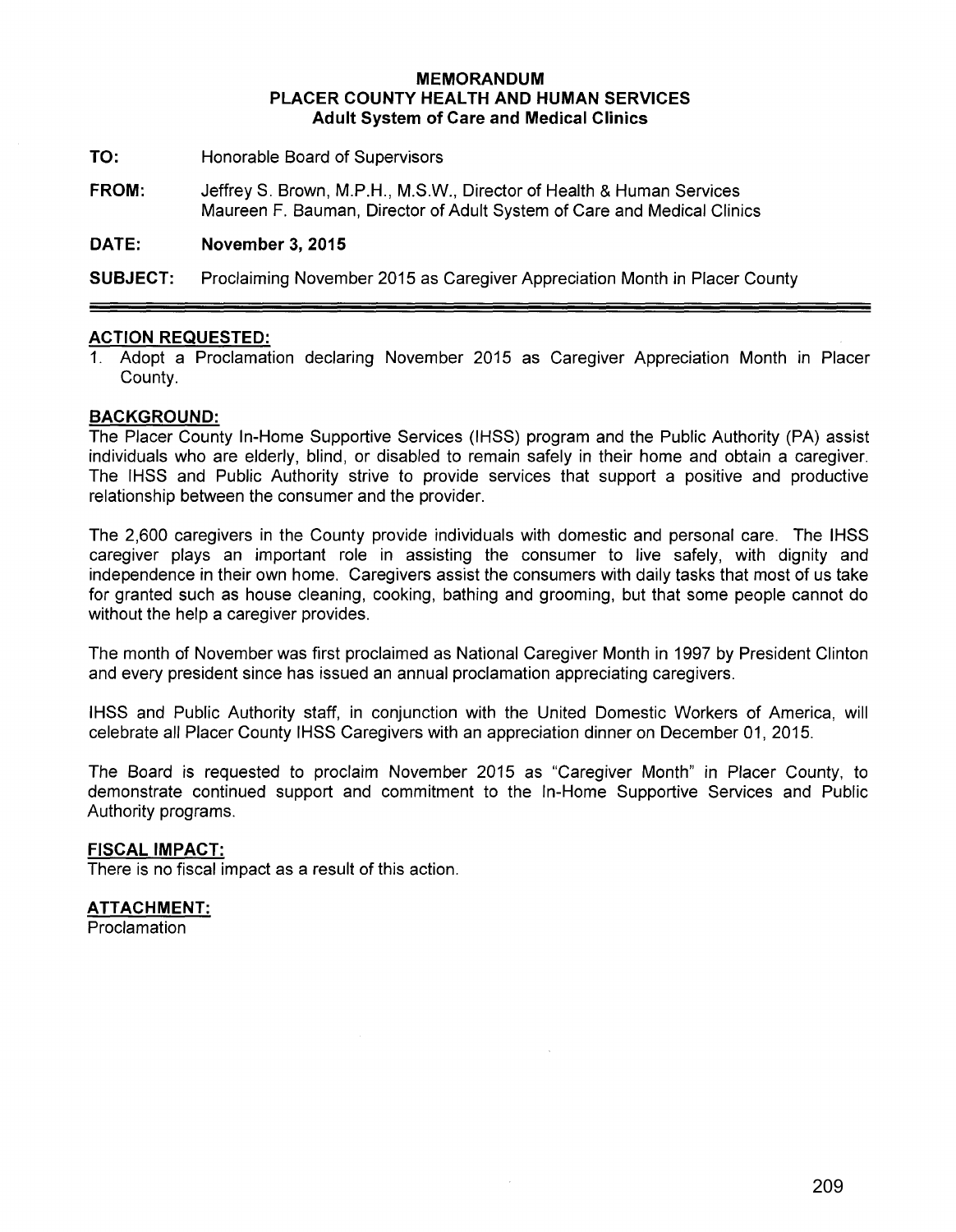**MEMORANDUM**
**PLACER COUNTY HEALTH AND HUMAN SERVICES**
**Adult System of Care and Medical Clinics**

**TO:** Honorable Board of Supervisors

**FROM:** Jeffrey S. Brown, M.P.H., M.S.W., Director of Health & Human Services
Maureen F. Bauman, Director of Adult System of Care and Medical Clinics

**DATE:** **November 3, 2015**

**SUBJECT:** Proclaiming November 2015 as Caregiver Appreciation Month in Placer County

---

## ACTION REQUESTED:

1. Adopt a Proclamation declaring November 2015 as Caregiver Appreciation Month in Placer County.

## BACKGROUND:

The Placer County In-Home Supportive Services (IHSS) program and the Public Authority (PA) assist individuals who are elderly, blind, or disabled to remain safely in their home and obtain a caregiver. The IHSS and Public Authority strive to provide services that support a positive and productive relationship between the consumer and the provider.

The 2,600 caregivers in the County provide individuals with domestic and personal care. The IHSS caregiver plays an important role in assisting the consumer to live safely, with dignity and independence in their own home. Caregivers assist the consumers with daily tasks that most of us take for granted such as house cleaning, cooking, bathing and grooming, but that some people cannot do without the help a caregiver provides.

The month of November was first proclaimed as National Caregiver Month in 1997 by President Clinton and every president since has issued an annual proclamation appreciating caregivers.

IHSS and Public Authority staff, in conjunction with the United Domestic Workers of America, will celebrate all Placer County IHSS Caregivers with an appreciation dinner on December 01, 2015.

The Board is requested to proclaim November 2015 as "Caregiver Month" in Placer County, to demonstrate continued support and commitment to the In-Home Supportive Services and Public Authority programs.

## FISCAL IMPACT:

There is no fiscal impact as a result of this action.

## ATTACHMENT:

Proclamation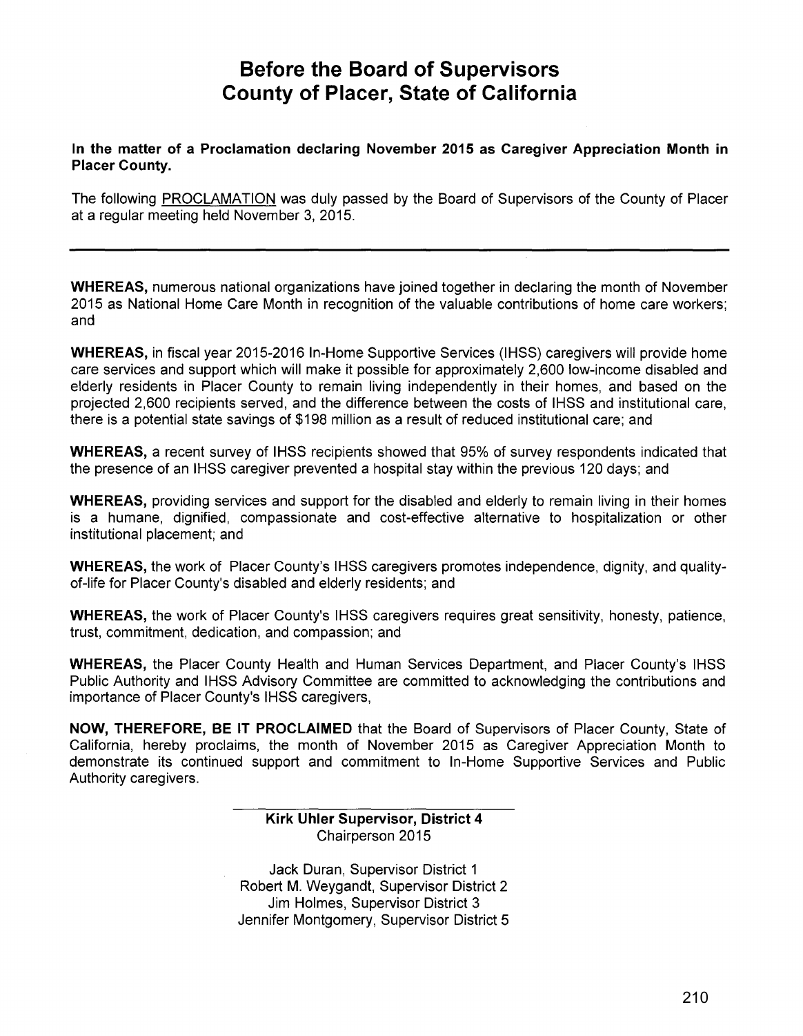# Before the Board of Supervisors
# County of Placer, State of California

**In the matter of a Proclamation declaring November 2015 as Caregiver Appreciation Month in Placer County.**

The following PROCLAMATION was duly passed by the Board of Supervisors of the County of Placer at a regular meeting held November 3, 2015.

---

**WHEREAS,** numerous national organizations have joined together in declaring the month of November 2015 as National Home Care Month in recognition of the valuable contributions of home care workers; and

**WHEREAS,** in fiscal year 2015-2016 In-Home Supportive Services (IHSS) caregivers will provide home care services and support which will make it possible for approximately 2,600 low-income disabled and elderly residents in Placer County to remain living independently in their homes, and based on the projected 2,600 recipients served, and the difference between the costs of IHSS and institutional care, there is a potential state savings of $198 million as a result of reduced institutional care; and

**WHEREAS,** a recent survey of IHSS recipients showed that 95% of survey respondents indicated that the presence of an IHSS caregiver prevented a hospital stay within the previous 120 days; and

**WHEREAS,** providing services and support for the disabled and elderly to remain living in their homes is a humane, dignified, compassionate and cost-effective alternative to hospitalization or other institutional placement; and

**WHEREAS,** the work of Placer County's IHSS caregivers promotes independence, dignity, and quality-of-life for Placer County's disabled and elderly residents; and

**WHEREAS,** the work of Placer County's IHSS caregivers requires great sensitivity, honesty, patience, trust, commitment, dedication, and compassion; and

**WHEREAS,** the Placer County Health and Human Services Department, and Placer County's IHSS Public Authority and IHSS Advisory Committee are committed to acknowledging the contributions and importance of Placer County's IHSS caregivers,

**NOW, THEREFORE, BE IT PROCLAIMED** that the Board of Supervisors of Placer County, State of California, hereby proclaims, the month of November 2015 as Caregiver Appreciation Month to demonstrate its continued support and commitment to In-Home Supportive Services and Public Authority caregivers.

**Kirk Uhler Supervisor, District 4**
Chairperson 2015

Jack Duran, Supervisor District 1
Robert M. Weygandt, Supervisor District 2
Jim Holmes, Supervisor District 3
Jennifer Montgomery, Supervisor District 5